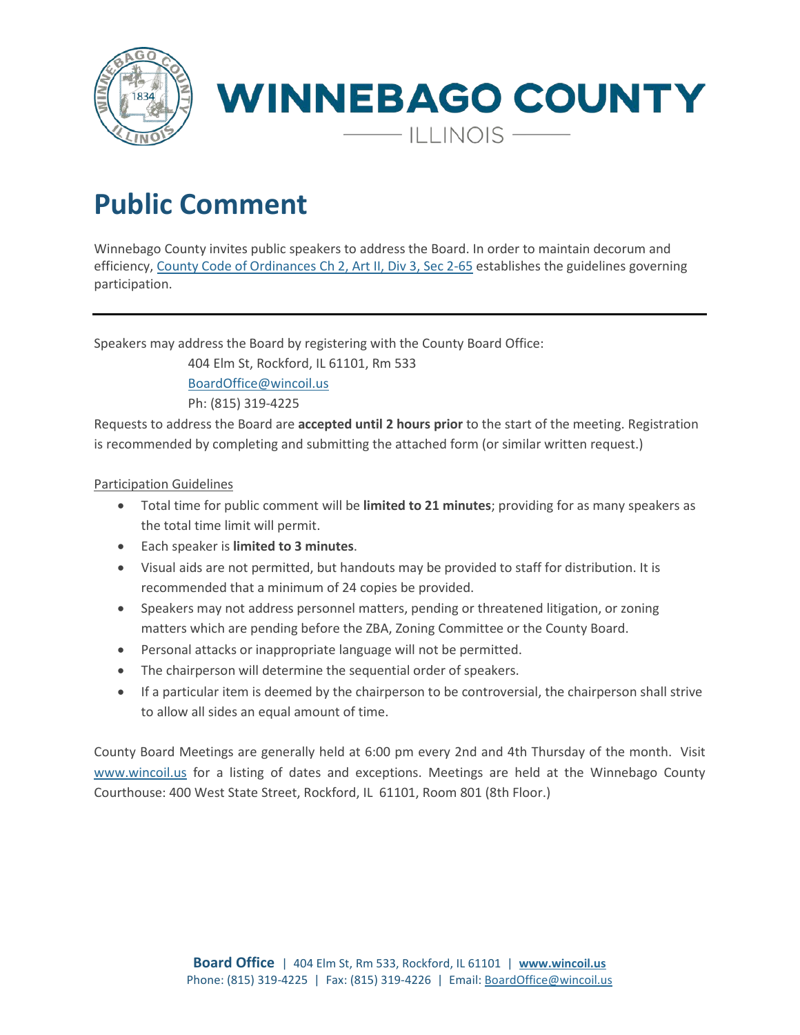# WINNEBAGO COUNTY

ILLINOIS

# Public Comment

Winnebago County invites public speakers to address the Board. In order to maintain decorum and efficiency, County Code of Ordinances Ch 2, Art II, Div 3, Sec 2-65 establishes the guidelines governing participation.

---

Speakers may address the Board by registering with the County Board Office:

404 Elm St, Rockford, IL 61101, Rm 533
BoardOffice@wincoil.us
Ph: (815) 319-4225

Requests to address the Board are **accepted until 2 hours prior** to the start of the meeting. Registration is recommended by completing and submitting the attached form (or similar written request.)

Participation Guidelines

- Total time for public comment will be **limited to 21 minutes**; providing for as many speakers as the total time limit will permit.
- Each speaker is **limited to 3 minutes**.
- Visual aids are not permitted, but handouts may be provided to staff for distribution. It is recommended that a minimum of 24 copies be provided.
- Speakers may not address personnel matters, pending or threatened litigation, or zoning matters which are pending before the ZBA, Zoning Committee or the County Board.
- Personal attacks or inappropriate language will not be permitted.
- The chairperson will determine the sequential order of speakers.
- If a particular item is deemed by the chairperson to be controversial, the chairperson shall strive to allow all sides an equal amount of time.

County Board Meetings are generally held at 6:00 pm every 2nd and 4th Thursday of the month. Visit www.wincoil.us for a listing of dates and exceptions. Meetings are held at the Winnebago County Courthouse: 400 West State Street, Rockford, IL 61101, Room 801 (8th Floor.)

**Board Office** | 404 Elm St, Rm 533, Rockford, IL 61101 | **www.wincoil.us**
Phone: (815) 319-4225 | Fax: (815) 319-4226 | Email: BoardOffice@wincoil.us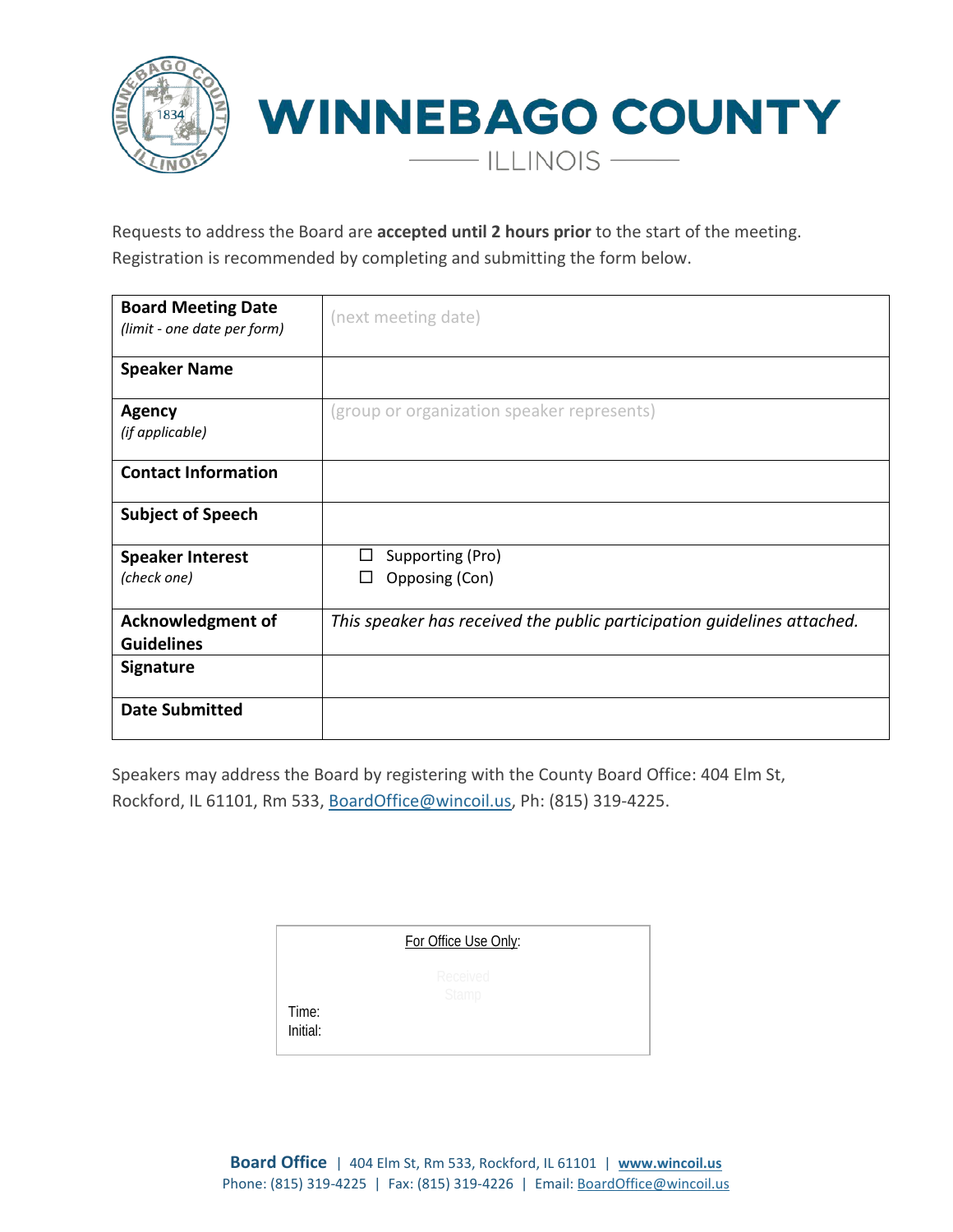# WINNEBAGO COUNTY

ILLINOIS

Requests to address the Board are **accepted until 2 hours prior** to the start of the meeting. Registration is recommended by completing and submitting the form below.

| | |
|---|---|
| **Board Meeting Date** *(limit - one date per form)* | (next meeting date) |
| **Speaker Name** | |
| **Agency** *(if applicable)* | (group or organization speaker represents) |
| **Contact Information** | |
| **Subject of Speech** | |
| **Speaker Interest** *(check one)* | ☐ Supporting (Pro) ☐ Opposing (Con) |
| **Acknowledgment of Guidelines** | *This speaker has received the public participation guidelines attached.* |
| **Signature** | |
| **Date Submitted** | |

Speakers may address the Board by registering with the County Board Office: 404 Elm St, Rockford, IL 61101, Rm 533, BoardOffice@wincoil.us, Ph: (815) 319-4225.

For Office Use Only:

Received Stamp

Time:
Initial:

**Board Office** | 404 Elm St, Rm 533, Rockford, IL 61101 | **www.wincoil.us**
Phone: (815) 319-4225 | Fax: (815) 319-4226 | Email: BoardOffice@wincoil.us